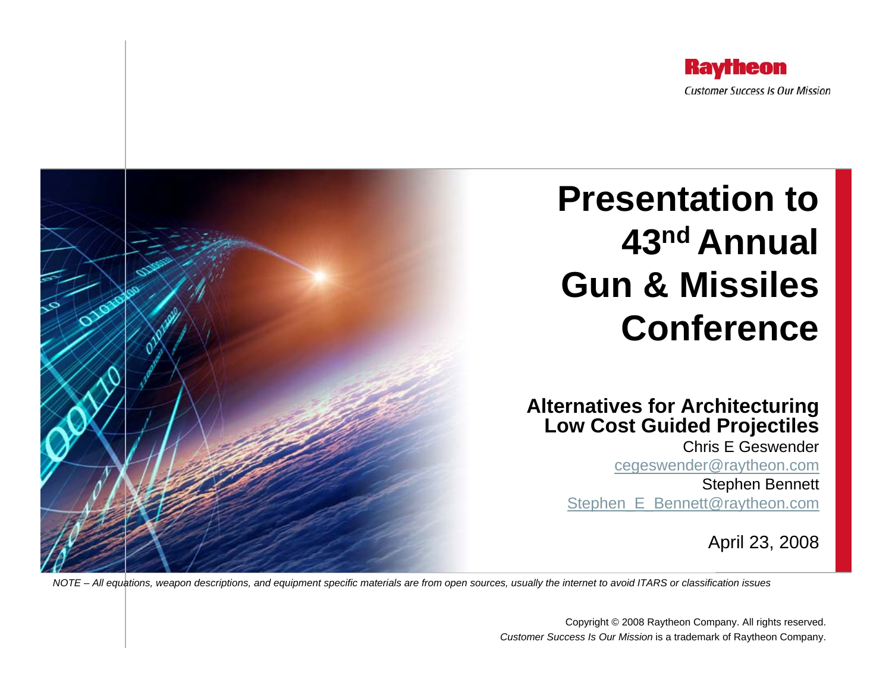Raytheon

*Customer Success Is Our Mission*

# Presentation to 43nd Annual Gun & Missiles Conference

## Alternatives for Architecturing Low Cost Guided Projectiles

Chris E Geswender

cegeswender@raytheon.com

Stephen Bennett

Stephen_E_Bennett@raytheon.com

April 23, 2008

*NOTE – All equations, weapon descriptions, and equipment specific materials are from open sources, usually the internet to avoid ITARS or classification issues*

Copyright © 2008 Raytheon Company. All rights reserved.

*Customer Success Is Our Mission* is a trademark of Raytheon Company.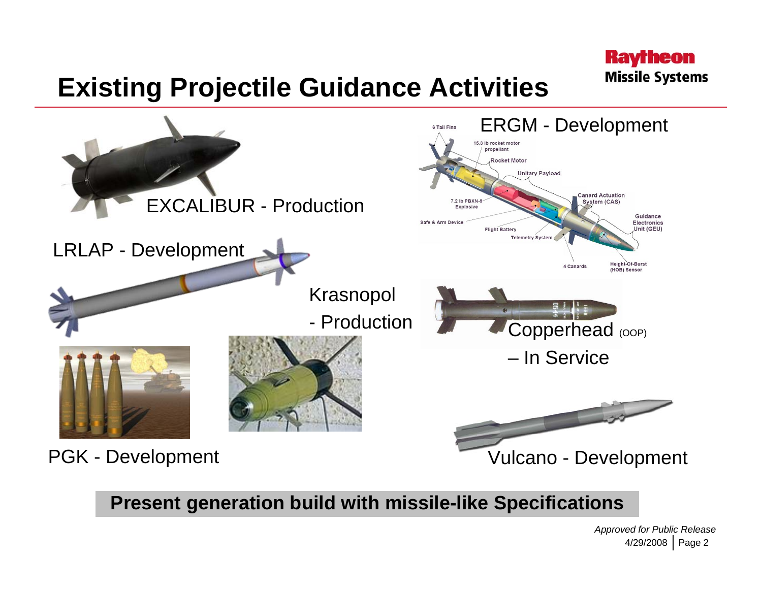# Existing Projectile Guidance Activities

EXCALIBUR - Production

LRLAP - Development

ERGM - Development

6 Tail Fins
15.3 lb rocket motor propellant
Rocket Motor
Unitary Payload
Canard Actuation System (CAS)
7.2 lb PBXN-9 Explosive
Safe & Arm Device
Flight Battery
Telemetry System
Guidance Electronics Unit (GEU)
4 Canards
Height-Of-Burst (HOB) Sensor

Krasnopol - Production

Copperhead (OOP) – In Service

PGK - Development

Vulcano - Development

**Present generation build with missile-like Specifications**

*Approved for Public Release*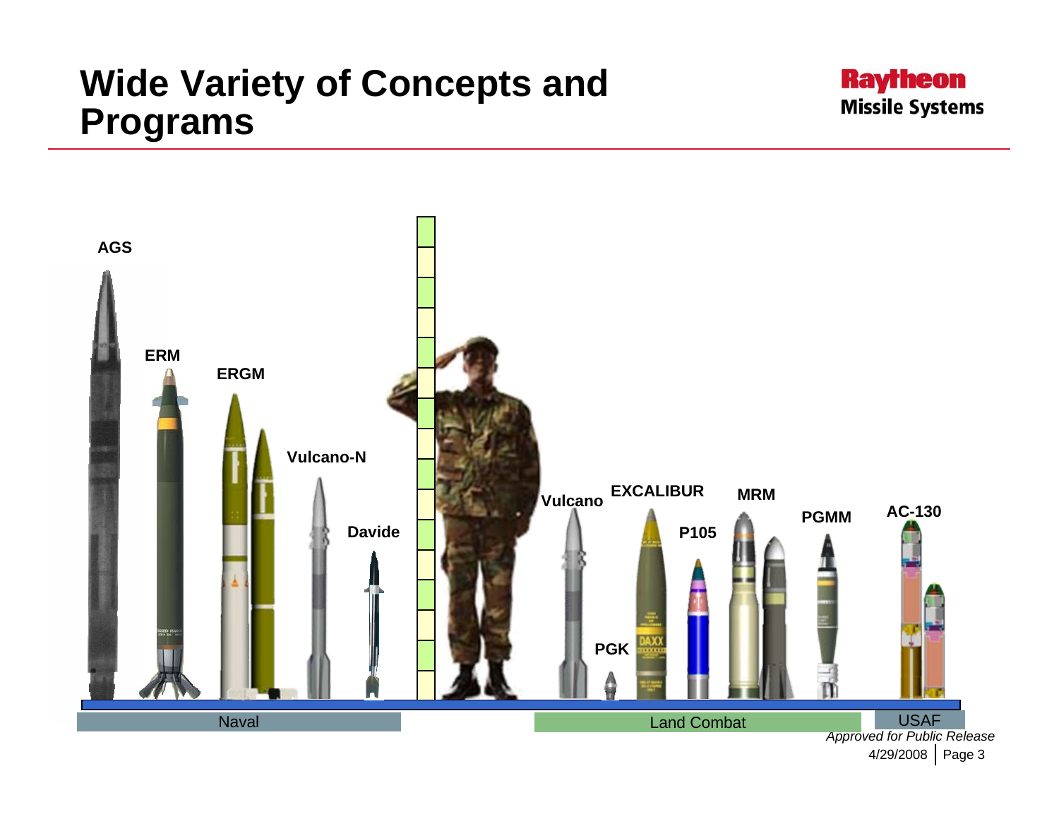# Wide Variety of Concepts and Programs

AGS

ERM

ERGM

Vulcano-N

Davide

Vulcano

EXCALIBUR

PGK

P105

MRM

PGMM

AC-130

Naval

Land Combat

USAF

*Approved for Public Release*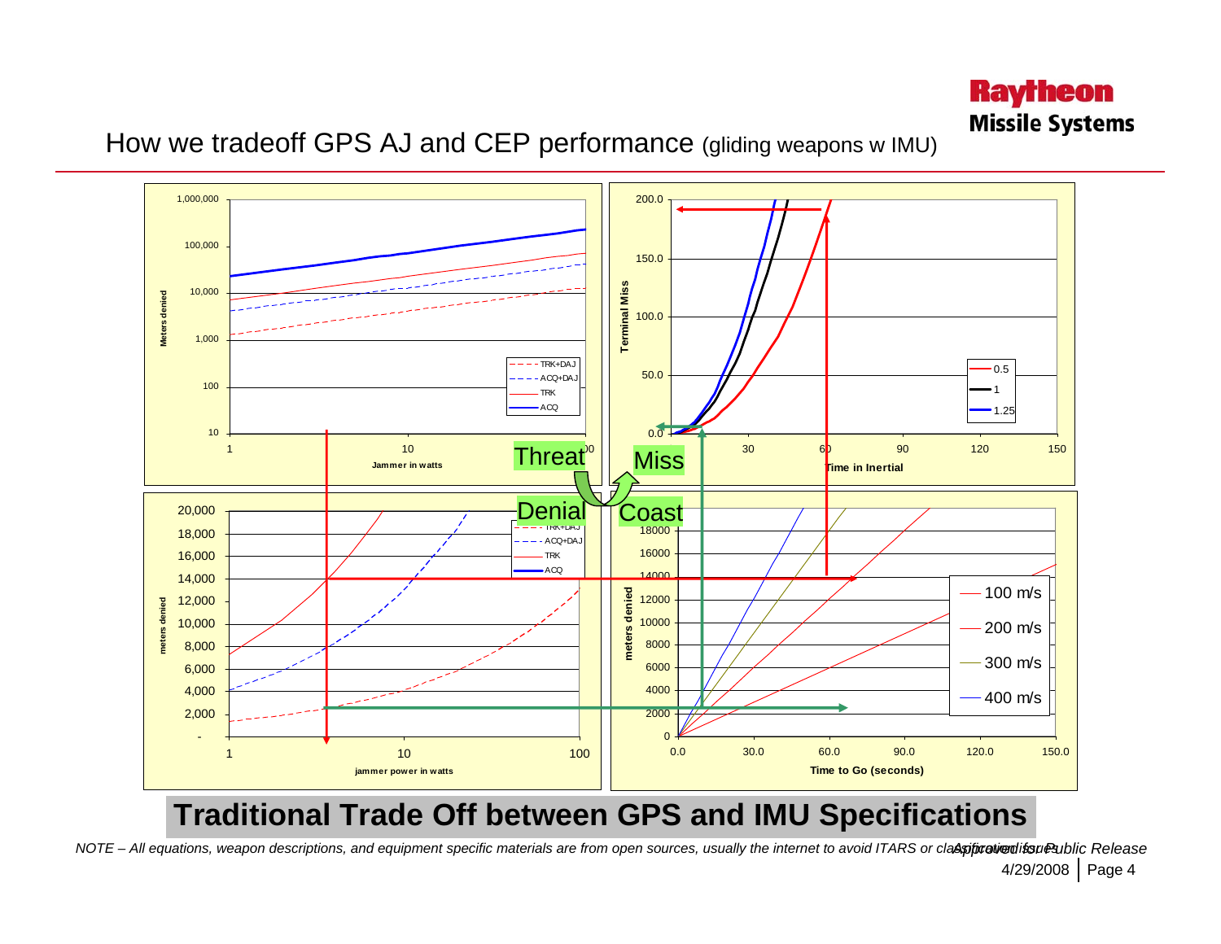## How we tradeoff GPS AJ and CEP performance (gliding weapons w IMU)

**Traditional Trade Off between GPS and IMU Specifications**

*NOTE – All equations, weapon descriptions, and equipment specific materials are from open sources, usually the internet to avoid ITARS or classification issues*

*Approved for Public Release*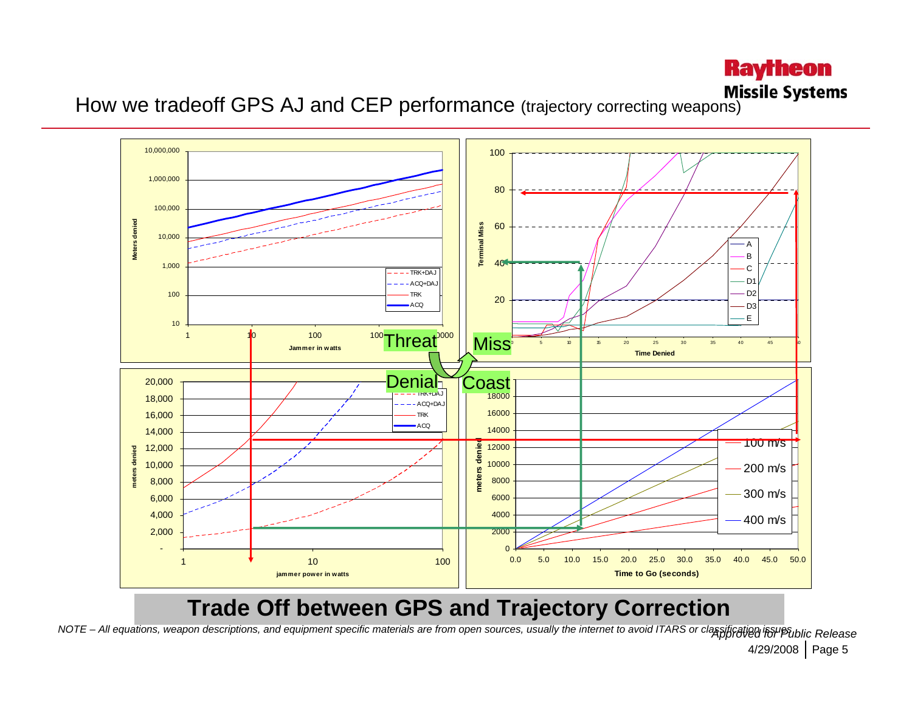# How we tradeoff GPS AJ and CEP performance (trajectory correcting weapons)

Meters denied vs. Jammer in watts

| | |
|---|---|
| TRK+DAJ | ACQ+DAJ |
| TRK | ACQ |

Terminal Miss vs. Time Denied (A, B, C, D1, D2, D3, E)

Threat → Miss

Denial → Coast

meters denied vs. jammer power in watts (TRK+DAJ, ACQ+DAJ, TRK, ACQ)

meters denied vs. Time to Go (seconds) (100 m/s, 200 m/s, 300 m/s, 400 m/s)

## Trade Off between GPS and Trajectory Correction

*NOTE – All equations, weapon descriptions, and equipment specific materials are from open sources, usually the internet to avoid ITARS or classification issues*

*Approved for Public Release*

4/29/2008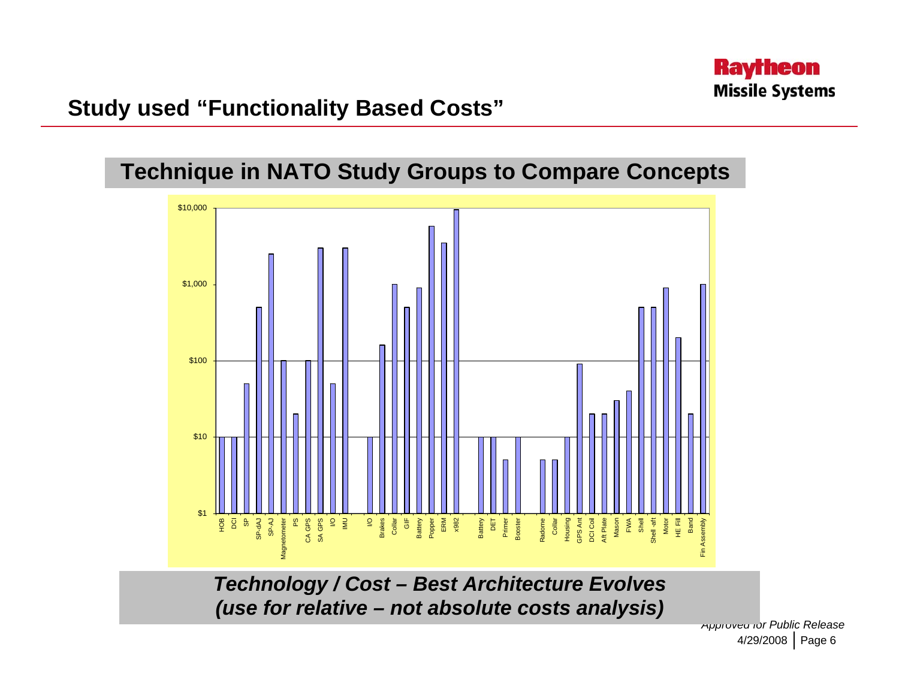## Study used "Functionality Based Costs"

### Technique in NATO Study Groups to Compare Concepts

| Component | Cost (approx.) |
|---|---|
| HOB | $10 |
| DCI | $10 |
| SP | $50 |
| SP-dAJ | $500 |
| SP-AJ | $2,500 |
| Magnetometer | $100 |
| PS | $20 |
| CA GPS | $100 |
| SA GPS | $3,000 |
| I/O | $50 |
| IMU | $3,000 |
| I/O | $10 |
| Brakes | $160 |
| Collar | $1,000 |
| GIF | $500 |
| Battery | $900 |
| Popper | $5,800 |
| ERM | $3,500 |
| x982 | $9,500 |
| Battery | $10 |
| DET | $10 |
| Primer | $5 |
| Booster | $10 |
| Radome | $5 |
| Collar | $5 |
| Housing | $10 |
| GPS Ant | $90 |
| DCI Coil | $20 |
| Aft Plate | $20 |
| Mason | $30 |
| FWA | $40 |
| Shell | $500 |
| Shell -aft | $500 |
| Motor | $900 |
| HE Fill | $200 |
| Band | $20 |
| Fin Assembly | $1,000 |

*(Log scale: $1 – $10,000; values approximate, read from chart)*

***Technology / Cost – Best Architecture Evolves***
***(use for relative – not absolute costs analysis)***

*Approved for Public Release*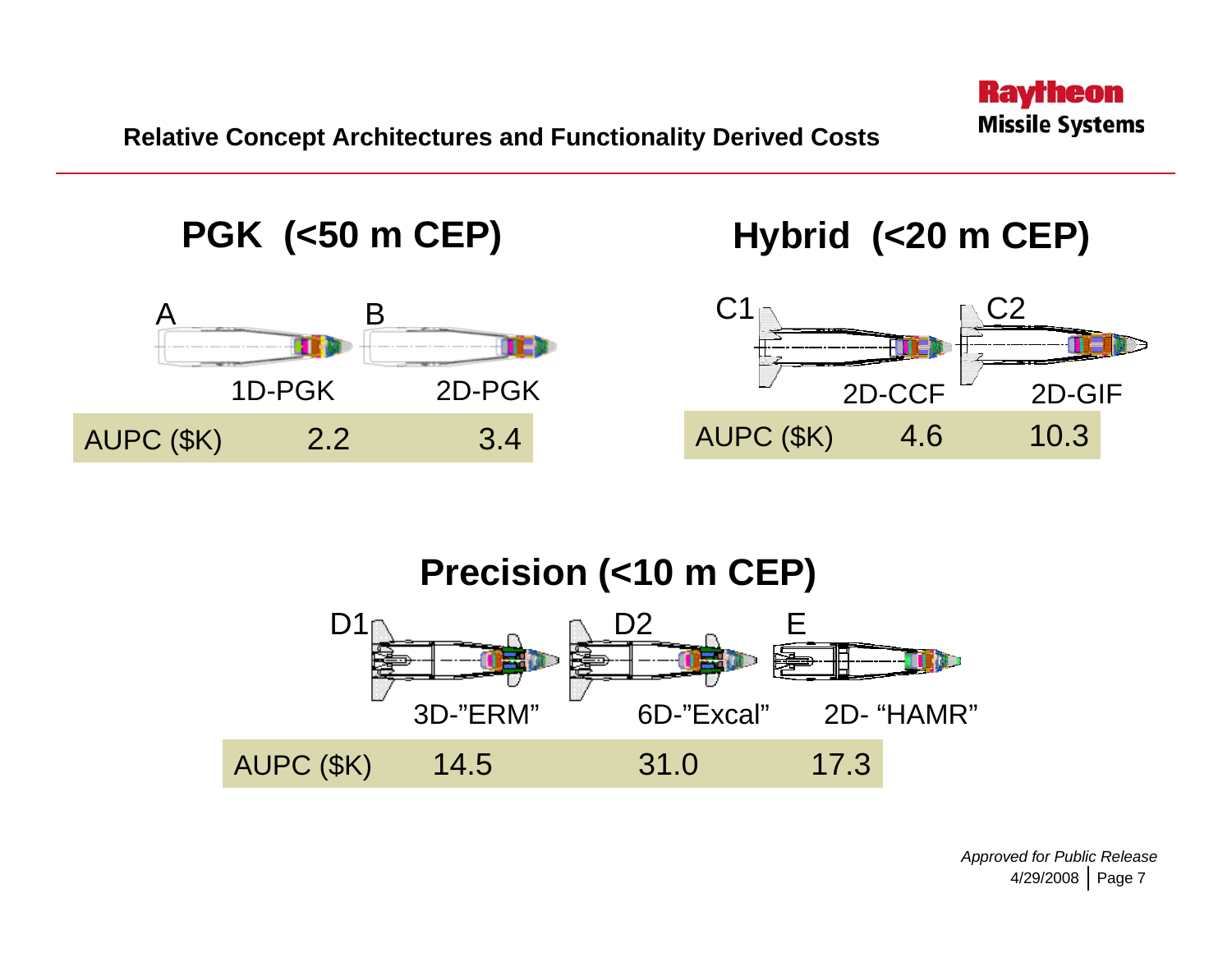## Relative Concept Architectures and Functionality Derived Costs

### PGK (<50 m CEP)

| | A | B |
|---|---|---|
| | 1D-PGK | 2D-PGK |
| AUPC ($K) | 2.2 | 3.4 |

### Hybrid (<20 m CEP)

| | C1 | C2 |
|---|---|---|
| | 2D-CCF | 2D-GIF |
| AUPC ($K) | 4.6 | 10.3 |

### Precision (<10 m CEP)

| | D1 | D2 | E |
|---|---|---|---|
| | 3D-"ERM" | 6D-"Excal" | 2D- "HAMR" |
| AUPC ($K) | 14.5 | 31.0 | 17.3 |

*Approved for Public Release*

4/29/2008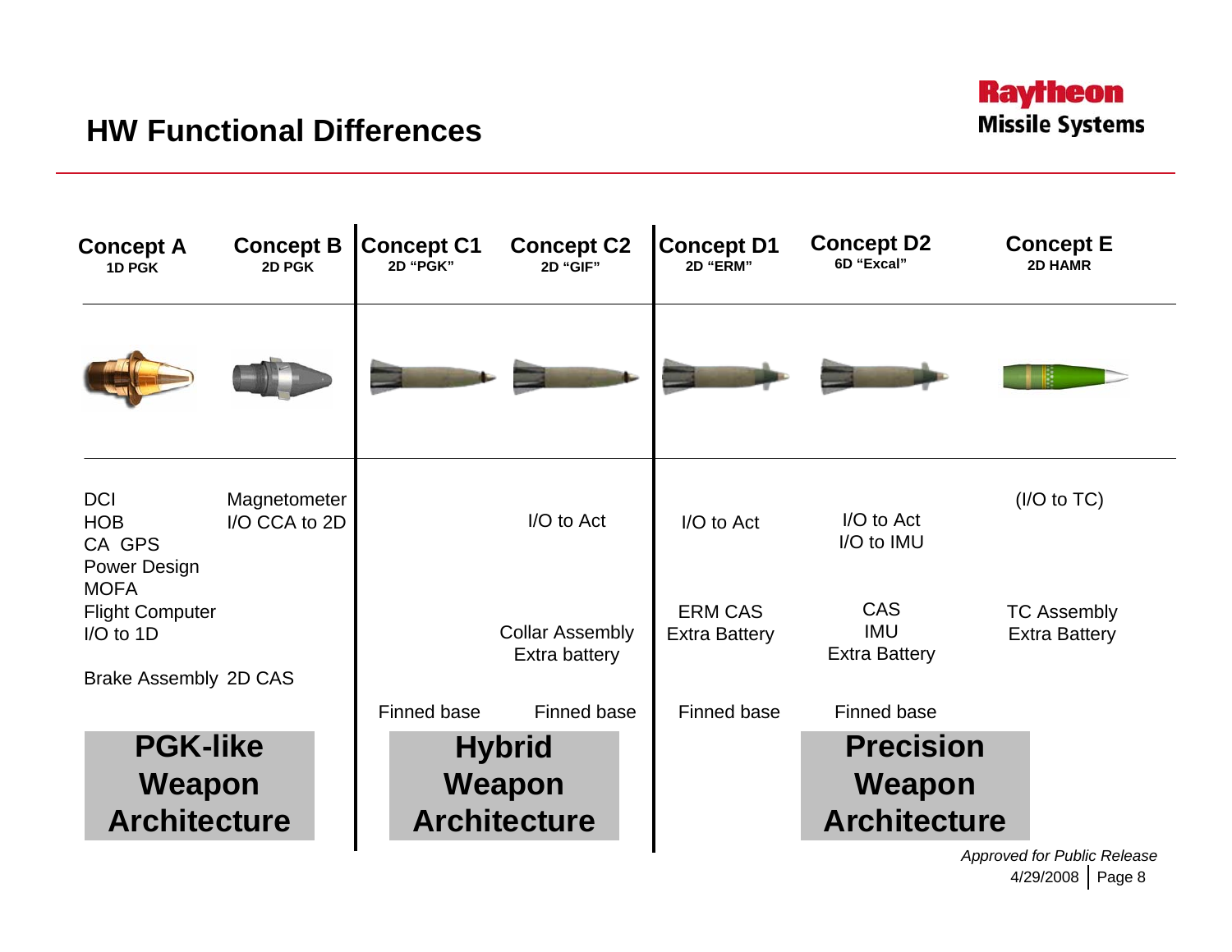## HW Functional Differences

| Concept A<br>1D PGK | Concept B<br>2D PGK | Concept C1<br>2D "PGK" | Concept C2<br>2D "GIF" | Concept D1<br>2D "ERM" | Concept D2<br>6D "Excal" | Concept E<br>2D HAMR |
|---|---|---|---|---|---|---|
| DCI<br>HOB<br>CA GPS<br>Power Design<br>MOFA<br>Flight Computer<br>I/O to 1D | Magnetometer<br>I/O CCA to 2D | | I/O to Act | I/O to Act | I/O to Act<br>I/O to IMU | (I/O to TC) |
| | | | Collar Assembly<br>Extra battery | ERM CAS<br>Extra Battery | CAS<br>IMU<br>Extra Battery | TC Assembly<br>Extra Battery |
| Brake Assembly | 2D CAS | | | | | |
| | | Finned base | Finned base | Finned base | Finned base | |
| **PGK-like Weapon Architecture** | | **Hybrid Weapon Architecture** | | | **Precision Weapon Architecture** | |

*Approved for Public Release*
4/29/2008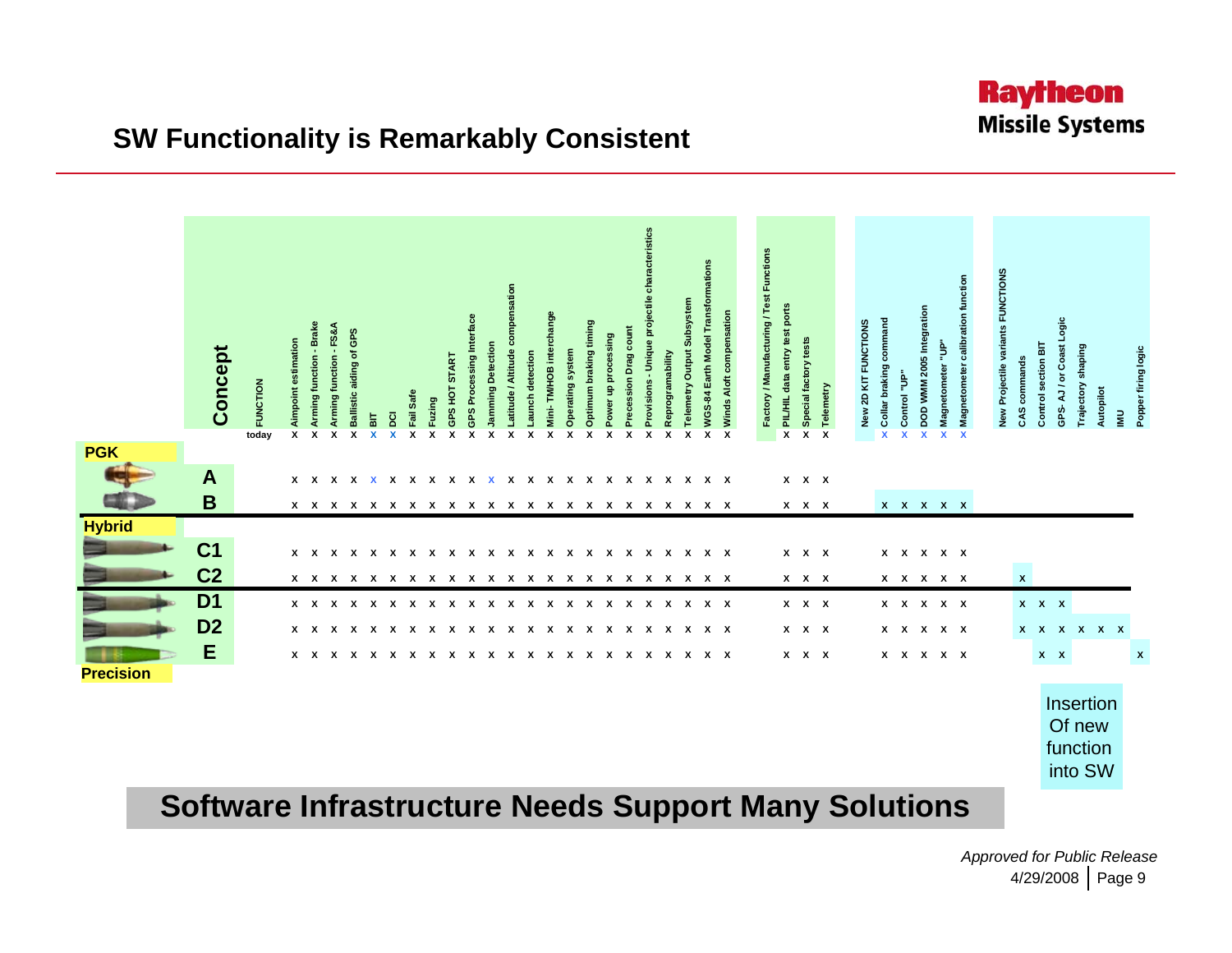## SW Functionality is Remarkably Consistent

| Group | Concept | Aimpoint estimation | Arming function - Brake | Arming function - FS&A | Ballistic aiding of GPS | BIT | DCI | Fail Safe | Fuzing | GPS HOT START | GPS Processing Interface | Jamming Detection | Latitude / Altitude compensation | Launch detection | Mini- TM/HOB interchange | Operating system | Optimum braking timing | Power up processing | Precession Drag count | Provisions - Unique projectile characteristics | Reprogramability | Telemetry Output Subsystem | WGS-84 Earth Model Transformations | Winds Aloft compensation | Factory / Manufacturing / Test Functions | PIL/HIL data entry test ports | Special factory tests | Telemetry | New 2D KIT FUNCTIONS | Collar braking command | Control "UP" | DOD WMM 2005 Integration | Magnetometer "UP" | Magnetometer calibration function | New Projectile variants FUNCTIONS | CAS commands | Control section BIT | GPS- AJ / or Coast Logic | Trajectory shaping | Autopilot | IMU | Popper firing logic |
|---|---|---|---|---|---|---|---|---|---|---|---|---|---|---|---|---|---|---|---|---|---|---|---|---|---|---|---|---|---|---|---|---|---|---|---|---|---|---|---|---|---|---|
| | FUNCTION today | x | x | x | x | x | x | x | x | x | x | x | x | x | x | x | x | x | x | x | x | x | x | x | | x | x | x | | x | x | x | x | x | | | | | | | | |
| PGK | A | x | x | x | x | x | x | x | x | x | x | x | x | x | x | x | x | x | x | x | x | x | x | x | | x | x | x | | | | | | | | | | | | | | |
| PGK | B | x | x | x | x | x | x | x | x | x | x | x | x | x | x | x | x | x | x | x | x | x | x | x | | x | x | x | | x | x | x | x | x | | | | | | | | |
| Hybrid | C1 | x | x | x | x | x | x | x | x | x | x | x | x | x | x | x | x | x | x | x | x | x | x | x | | x | x | x | | x | x | x | x | x | | | | | | | | |
| Hybrid | C2 | x | x | x | x | x | x | x | x | x | x | x | x | x | x | x | x | x | x | x | x | x | x | x | | x | x | x | | x | x | x | x | x | | x | | | | | | |
| | D1 | x | x | x | x | x | x | x | x | x | x | x | x | x | x | x | x | x | x | x | x | x | x | x | | x | x | x | | x | x | x | x | x | | x | x | x | | | | |
| | D2 | x | x | x | x | x | x | x | x | x | x | x | x | x | x | x | x | x | x | x | x | x | x | x | | x | x | x | | x | x | x | x | x | | x | x | x | x | x | x | |
| Precision | E | x | x | x | x | x | x | x | x | x | x | x | x | x | x | x | x | x | x | x | x | x | x | x | | x | x | x | | x | x | x | x | x | | | x | x | | | | x |

Insertion Of new function into SW

**Software Infrastructure Needs Support Many Solutions**

*Approved for Public Release*
4/29/2008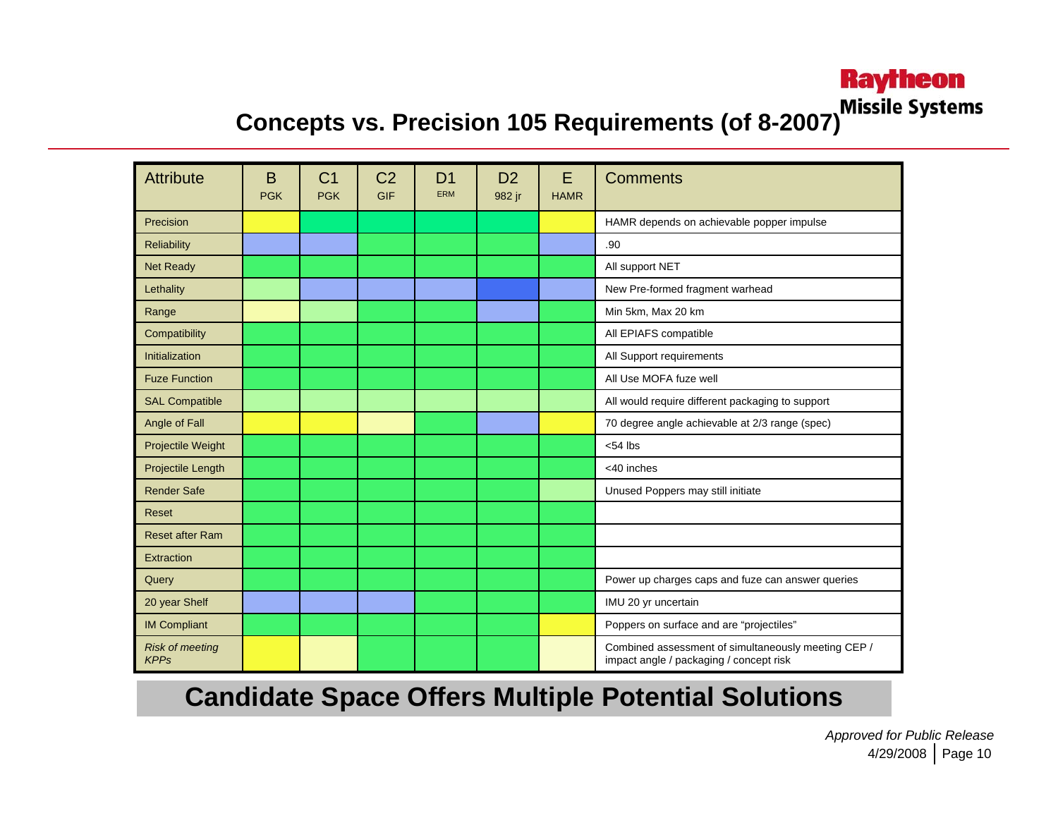# Concepts vs. Precision 105 Requirements (of 8-2007)

Raytheon Missile Systems

| Attribute | B PGK | C1 PGK | C2 GIF | D1 ERM | D2 982 jr | E HAMR | Comments |
|---|---|---|---|---|---|---|---|
| Precision | | | | | | | HAMR depends on achievable popper impulse |
| Reliability | | | | | | | .90 |
| Net Ready | | | | | | | All support NET |
| Lethality | | | | | | | New Pre-formed fragment warhead |
| Range | | | | | | | Min 5km, Max 20 km |
| Compatibility | | | | | | | All EPIAFS compatible |
| Initialization | | | | | | | All Support requirements |
| Fuze Function | | | | | | | All Use MOFA fuze well |
| SAL Compatible | | | | | | | All would require different packaging to support |
| Angle of Fall | | | | | | | 70 degree angle achievable at 2/3 range (spec) |
| Projectile Weight | | | | | | | <54 lbs |
| Projectile Length | | | | | | | <40 inches |
| Render Safe | | | | | | | Unused Poppers may still initiate |
| Reset | | | | | | | |
| Reset after Ram | | | | | | | |
| Extraction | | | | | | | |
| Query | | | | | | | Power up charges caps and fuze can answer queries |
| 20 year Shelf | | | | | | | IMU 20 yr uncertain |
| IM Compliant | | | | | | | Poppers on surface and are "projectiles" |
| *Risk of meeting KPPs* | | | | | | | Combined assessment of simultaneously meeting CEP / impact angle / packaging / concept risk |

**Candidate Space Offers Multiple Potential Solutions**

*Approved for Public Release*
4/29/2008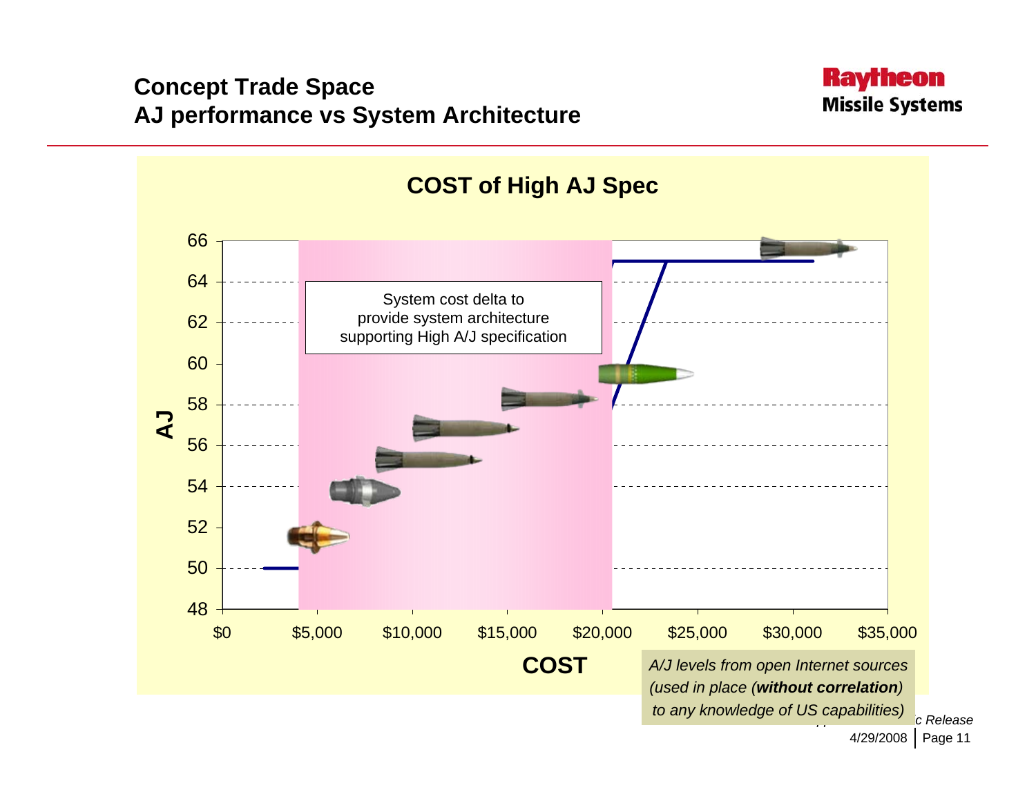# Concept Trade Space
# AJ performance vs System Architecture

## COST of High AJ Spec

System cost delta to provide system architecture supporting High A/J specification

AJ: 48, 50, 52, 54, 56, 58, 60, 62, 64, 66

COST: $0, $5,000, $10,000, $15,000, $20,000, $25,000, $30,000, $35,000

*A/J levels from open Internet sources (used in place (**without correlation**) to any knowledge of US capabilities)*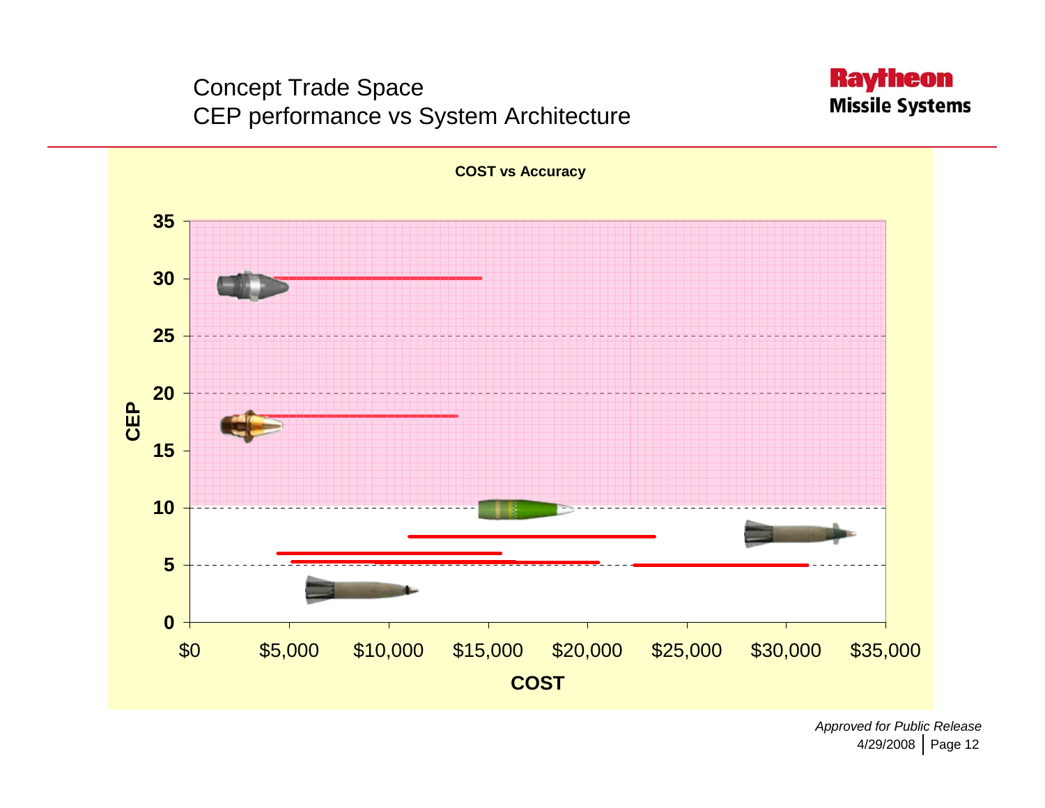# Concept Trade Space
## CEP performance vs System Architecture

**COST vs Accuracy**

CEP: 0, 5, 10, 15, 20, 25, 30, 35

COST: $0, $5,000, $10,000, $15,000, $20,000, $25,000, $30,000, $35,000

**COST**

*Approved for Public Release*
4/29/2008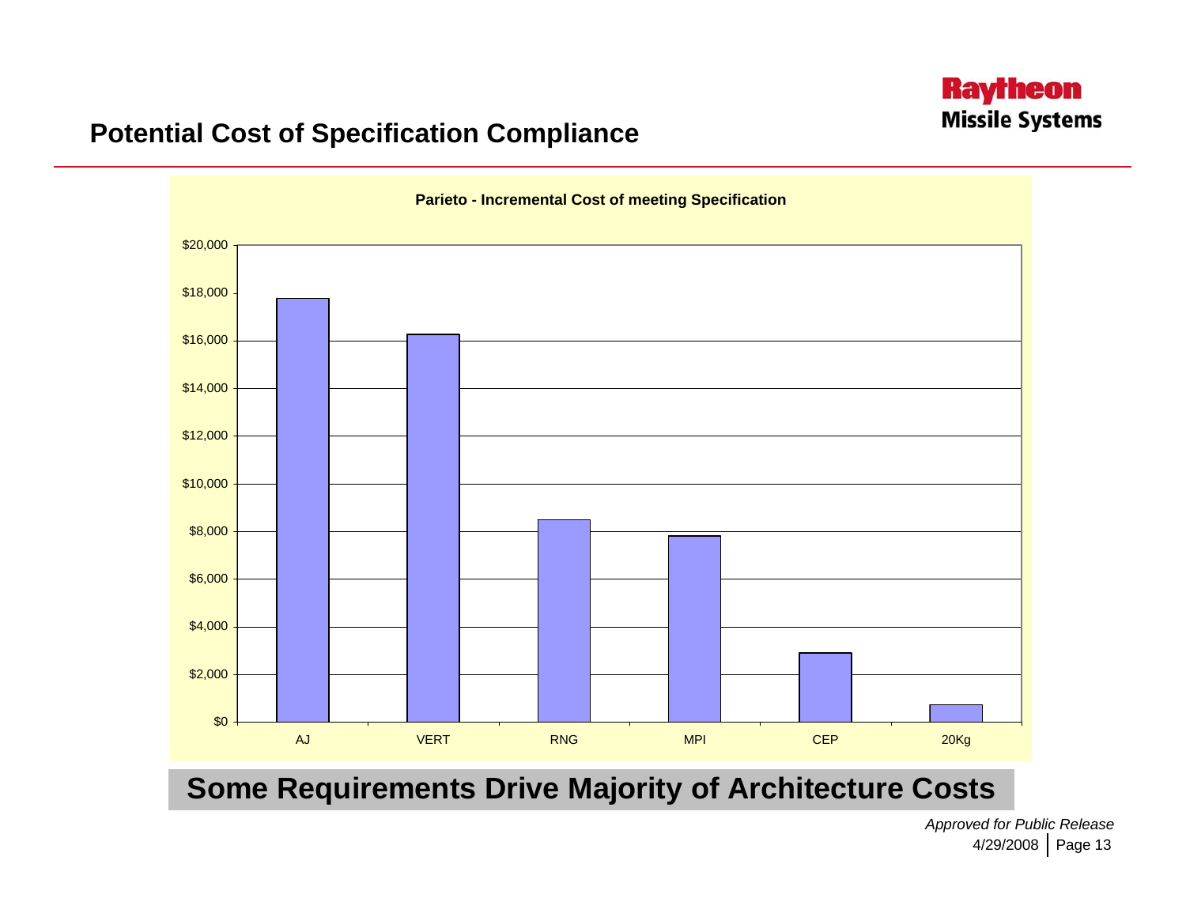## Potential Cost of Specification Compliance

**Parieto - Incremental Cost of meeting Specification**

| Specification | Incremental Cost (approx.) |
|---|---|
| AJ | $17,800 |
| VERT | $16,300 |
| RNG | $8,500 |
| MPI | $7,800 |
| CEP | $2,900 |
| 20Kg | $700 |

**Some Requirements Drive Majority of Architecture Costs**

*Approved for Public Release*

4/29/2008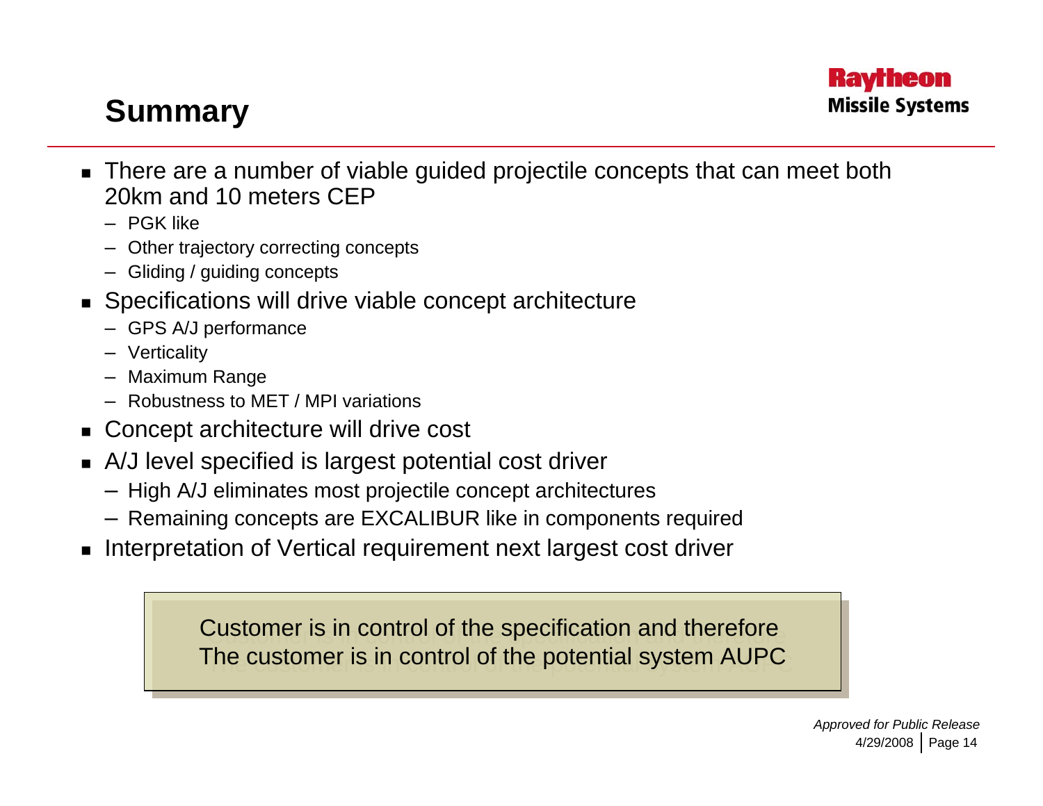# Summary

- There are a number of viable guided projectile concepts that can meet both 20km and 10 meters CEP
  - PGK like
  - Other trajectory correcting concepts
  - Gliding / guiding concepts
- Specifications will drive viable concept architecture
  - GPS A/J performance
  - Verticality
  - Maximum Range
  - Robustness to MET / MPI variations
- Concept architecture will drive cost
- A/J level specified is largest potential cost driver
  - High A/J eliminates most projectile concept architectures
  - Remaining concepts are EXCALIBUR like in components required
- Interpretation of Vertical requirement next largest cost driver

Customer is in control of the specification and therefore
The customer is in control of the potential system AUPC

*Approved for Public Release*
4/29/2008